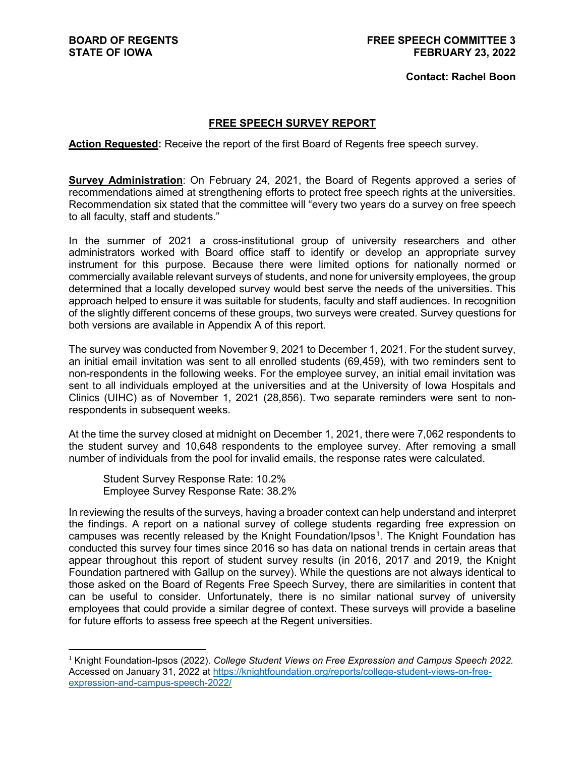**BOARD OF REGENTS**
**STATE OF IOWA**

**FREE SPEECH COMMITTEE 3**
**FEBRUARY 23, 2022**

**Contact: Rachel Boon**

## FREE SPEECH SURVEY REPORT

**Action Requested:** Receive the report of the first Board of Regents free speech survey.

**Survey Administration**: On February 24, 2021, the Board of Regents approved a series of recommendations aimed at strengthening efforts to protect free speech rights at the universities. Recommendation six stated that the committee will "every two years do a survey on free speech to all faculty, staff and students."

In the summer of 2021 a cross-institutional group of university researchers and other administrators worked with Board office staff to identify or develop an appropriate survey instrument for this purpose. Because there were limited options for nationally normed or commercially available relevant surveys of students, and none for university employees, the group determined that a locally developed survey would best serve the needs of the universities. This approach helped to ensure it was suitable for students, faculty and staff audiences. In recognition of the slightly different concerns of these groups, two surveys were created. Survey questions for both versions are available in Appendix A of this report.

The survey was conducted from November 9, 2021 to December 1, 2021. For the student survey, an initial email invitation was sent to all enrolled students (69,459), with two reminders sent to non-respondents in the following weeks. For the employee survey, an initial email invitation was sent to all individuals employed at the universities and at the University of Iowa Hospitals and Clinics (UIHC) as of November 1, 2021 (28,856). Two separate reminders were sent to non-respondents in subsequent weeks.

At the time the survey closed at midnight on December 1, 2021, there were 7,062 respondents to the student survey and 10,648 respondents to the employee survey. After removing a small number of individuals from the pool for invalid emails, the response rates were calculated.

Student Survey Response Rate: 10.2%
Employee Survey Response Rate: 38.2%

In reviewing the results of the surveys, having a broader context can help understand and interpret the findings. A report on a national survey of college students regarding free expression on campuses was recently released by the Knight Foundation/Ipsos[1]. The Knight Foundation has conducted this survey four times since 2016 so has data on national trends in certain areas that appear throughout this report of student survey results (in 2016, 2017 and 2019, the Knight Foundation partnered with Gallup on the survey). While the questions are not always identical to those asked on the Board of Regents Free Speech Survey, there are similarities in content that can be useful to consider. Unfortunately, there is no similar national survey of university employees that could provide a similar degree of context. These surveys will provide a baseline for future efforts to assess free speech at the Regent universities.

---

[1] Knight Foundation-Ipsos (2022). *College Student Views on Free Expression and Campus Speech 2022.* Accessed on January 31, 2022 at https://knightfoundation.org/reports/college-student-views-on-free-expression-and-campus-speech-2022/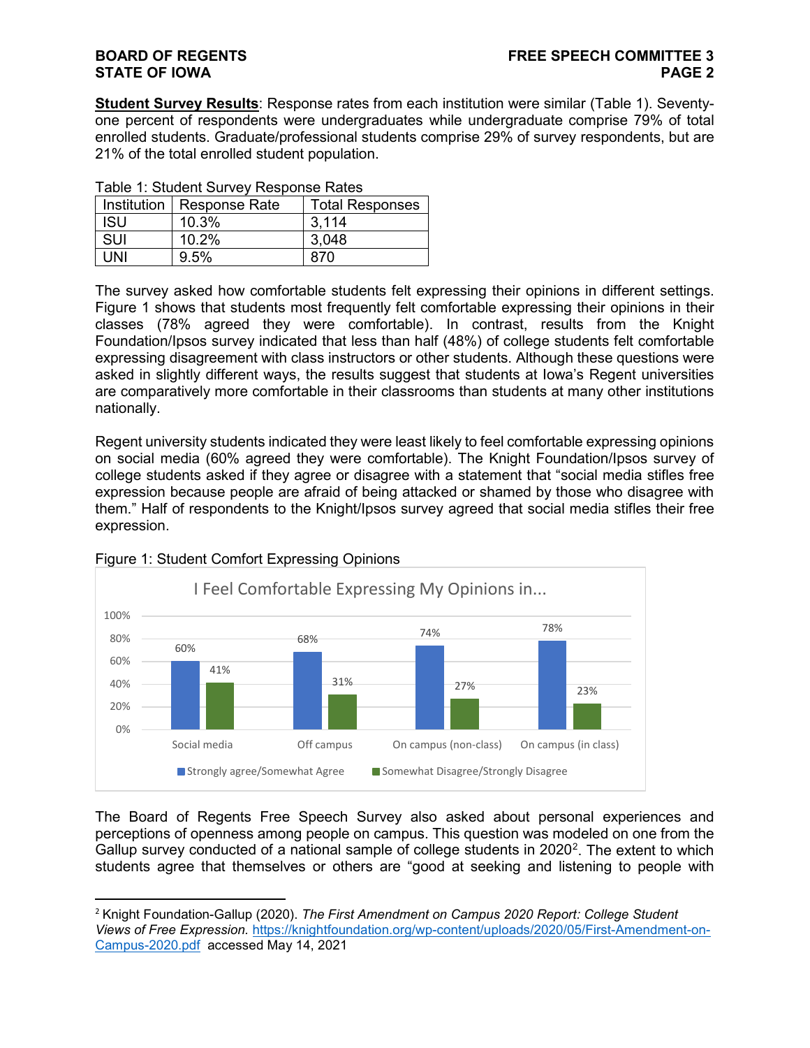**Student Survey Results**: Response rates from each institution were similar (Table 1). Seventy-one percent of respondents were undergraduates while undergraduate comprise 79% of total enrolled students. Graduate/professional students comprise 29% of survey respondents, but are 21% of the total enrolled student population.

Table 1: Student Survey Response Rates

| Institution | Response Rate | Total Responses |
|---|---|---|
| ISU | 10.3% | 3,114 |
| SUI | 10.2% | 3,048 |
| UNI | 9.5% | 870 |

The survey asked how comfortable students felt expressing their opinions in different settings. Figure 1 shows that students most frequently felt comfortable expressing their opinions in their classes (78% agreed they were comfortable). In contrast, results from the Knight Foundation/Ipsos survey indicated that less than half (48%) of college students felt comfortable expressing disagreement with class instructors or other students. Although these questions were asked in slightly different ways, the results suggest that students at Iowa's Regent universities are comparatively more comfortable in their classrooms than students at many other institutions nationally.

Regent university students indicated they were least likely to feel comfortable expressing opinions on social media (60% agreed they were comfortable). The Knight Foundation/Ipsos survey of college students asked if they agree or disagree with a statement that "social media stifles free expression because people are afraid of being attacked or shamed by those who disagree with them." Half of respondents to the Knight/Ipsos survey agreed that social media stifles their free expression.

Figure 1: Student Comfort Expressing Opinions

I Feel Comfortable Expressing My Opinions in...

| | Strongly agree/Somewhat Agree | Somewhat Disagree/Strongly Disagree |
|---|---|---|
| Social media | 60% | 41% |
| Off campus | 68% | 31% |
| On campus (non-class) | 74% | 27% |
| On campus (in class) | 78% | 23% |

The Board of Regents Free Speech Survey also asked about personal experiences and perceptions of openness among people on campus. This question was modeled on one from the Gallup survey conducted of a national sample of college students in 2020[2]. The extent to which students agree that themselves or others are "good at seeking and listening to people with

[2] Knight Foundation-Gallup (2020). *The First Amendment on Campus 2020 Report: College Student Views of Free Expression.* https://knightfoundation.org/wp-content/uploads/2020/05/First-Amendment-on-Campus-2020.pdf accessed May 14, 2021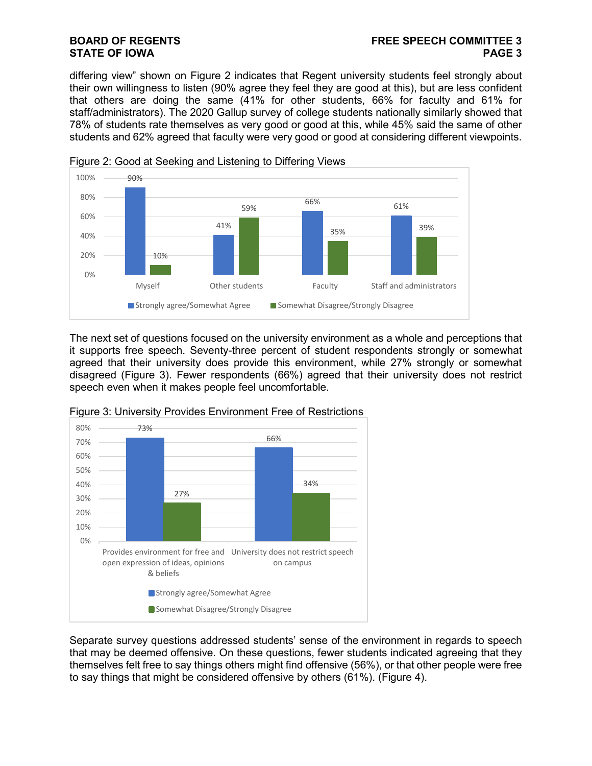differing view" shown on Figure 2 indicates that Regent university students feel strongly about their own willingness to listen (90% agree they feel they are good at this), but are less confident that others are doing the same (41% for other students, 66% for faculty and 61% for staff/administrators). The 2020 Gallup survey of college students nationally similarly showed that 78% of students rate themselves as very good or good at this, while 45% said the same of other students and 62% agreed that faculty were very good or good at considering different viewpoints.

Figure 2: Good at Seeking and Listening to Differing Views

| | Strongly agree/Somewhat Agree | Somewhat Disagree/Strongly Disagree |
|---|---|---|
| Myself | 90% | 10% |
| Other students | 41% | 59% |
| Faculty | 66% | 35% |
| Staff and administrators | 61% | 39% |

The next set of questions focused on the university environment as a whole and perceptions that it supports free speech. Seventy-three percent of student respondents strongly or somewhat agreed that their university does provide this environment, while 27% strongly or somewhat disagreed (Figure 3). Fewer respondents (66%) agreed that their university does not restrict speech even when it makes people feel uncomfortable.

Figure 3: University Provides Environment Free of Restrictions

| | Strongly agree/Somewhat Agree | Somewhat Disagree/Strongly Disagree |
|---|---|---|
| Provides environment for free and open expression of ideas, opinions & beliefs | 73% | 27% |
| University does not restrict speech on campus | 66% | 34% |

Separate survey questions addressed students' sense of the environment in regards to speech that may be deemed offensive. On these questions, fewer students indicated agreeing that they themselves felt free to say things others might find offensive (56%), or that other people were free to say things that might be considered offensive by others (61%). (Figure 4).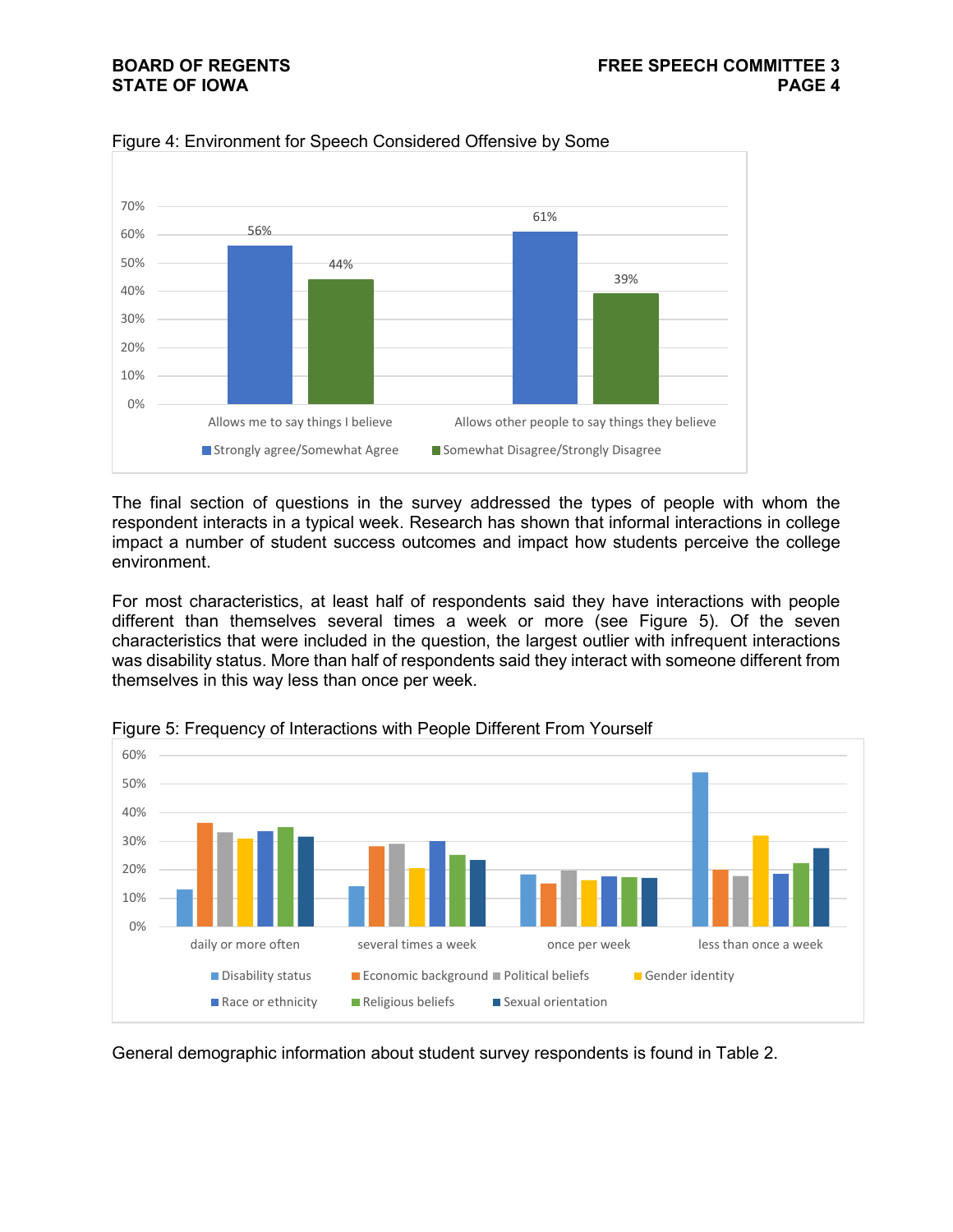Figure 4: Environment for Speech Considered Offensive by Some

| | Strongly agree/Somewhat Agree | Somewhat Disagree/Strongly Disagree |
|---|---|---|
| Allows me to say things I believe | 56% | 44% |
| Allows other people to say things they believe | 61% | 39% |

The final section of questions in the survey addressed the types of people with whom the respondent interacts in a typical week. Research has shown that informal interactions in college impact a number of student success outcomes and impact how students perceive the college environment.

For most characteristics, at least half of respondents said they have interactions with people different than themselves several times a week or more (see Figure 5). Of the seven characteristics that were included in the question, the largest outlier with infrequent interactions was disability status. More than half of respondents said they interact with someone different from themselves in this way less than once per week.

Figure 5: Frequency of Interactions with People Different From Yourself

General demographic information about student survey respondents is found in Table 2.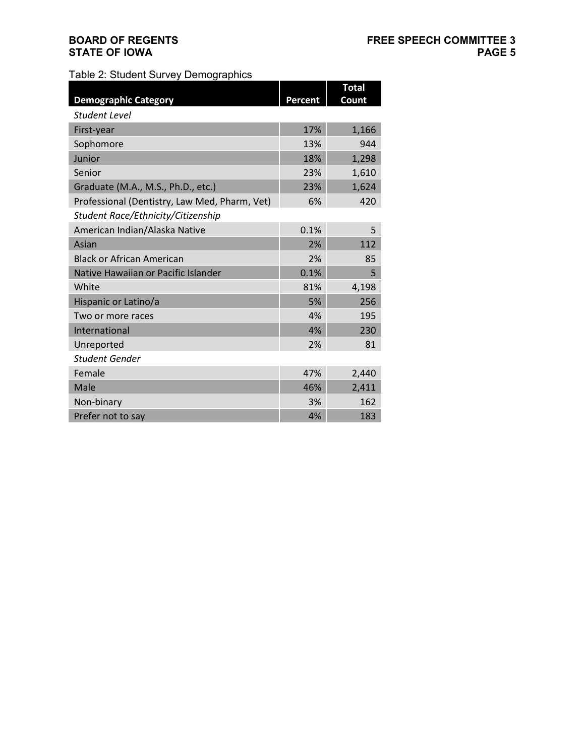Table 2: Student Survey Demographics

| Demographic Category | Percent | Total Count |
|---|---|---|
| *Student Level* | | |
| First-year | 17% | 1,166 |
| Sophomore | 13% | 944 |
| Junior | 18% | 1,298 |
| Senior | 23% | 1,610 |
| Graduate (M.A., M.S., Ph.D., etc.) | 23% | 1,624 |
| Professional (Dentistry, Law Med, Pharm, Vet) | 6% | 420 |
| *Student Race/Ethnicity/Citizenship* | | |
| American Indian/Alaska Native | 0.1% | 5 |
| Asian | 2% | 112 |
| Black or African American | 2% | 85 |
| Native Hawaiian or Pacific Islander | 0.1% | 5 |
| White | 81% | 4,198 |
| Hispanic or Latino/a | 5% | 256 |
| Two or more races | 4% | 195 |
| International | 4% | 230 |
| Unreported | 2% | 81 |
| *Student Gender* | | |
| Female | 47% | 2,440 |
| Male | 46% | 2,411 |
| Non-binary | 3% | 162 |
| Prefer not to say | 4% | 183 |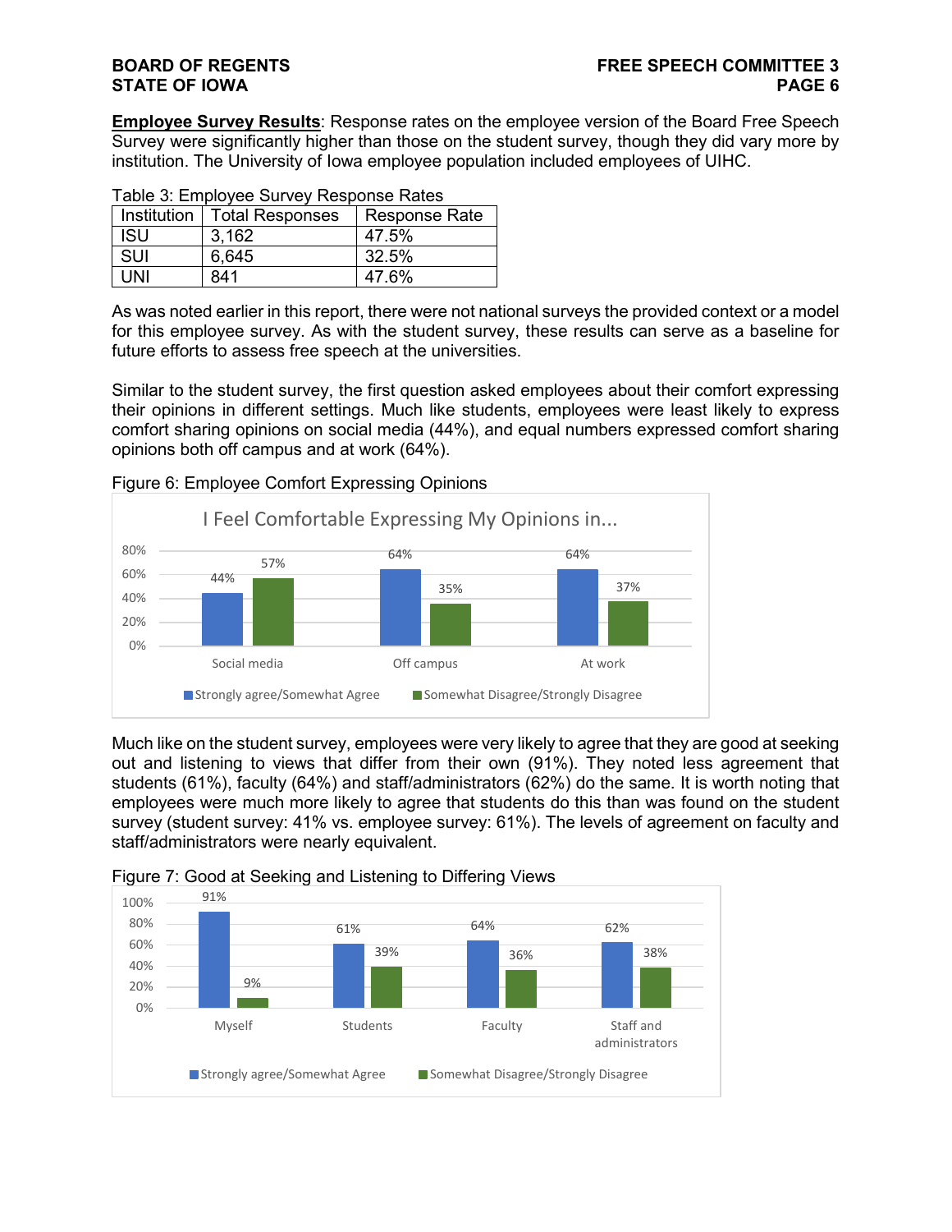**Employee Survey Results**: Response rates on the employee version of the Board Free Speech Survey were significantly higher than those on the student survey, though they did vary more by institution. The University of Iowa employee population included employees of UIHC.

Table 3: Employee Survey Response Rates

| Institution | Total Responses | Response Rate |
|---|---|---|
| ISU | 3,162 | 47.5% |
| SUI | 6,645 | 32.5% |
| UNI | 841 | 47.6% |

As was noted earlier in this report, there were not national surveys the provided context or a model for this employee survey. As with the student survey, these results can serve as a baseline for future efforts to assess free speech at the universities.

Similar to the student survey, the first question asked employees about their comfort expressing their opinions in different settings. Much like students, employees were least likely to express comfort sharing opinions on social media (44%), and equal numbers expressed comfort sharing opinions both off campus and at work (64%).

Figure 6: Employee Comfort Expressing Opinions

I Feel Comfortable Expressing My Opinions in...

| | Strongly agree/Somewhat Agree | Somewhat Disagree/Strongly Disagree |
|---|---|---|
| Social media | 44% | 57% |
| Off campus | 64% | 35% |
| At work | 64% | 37% |

Much like on the student survey, employees were very likely to agree that they are good at seeking out and listening to views that differ from their own (91%). They noted less agreement that students (61%), faculty (64%) and staff/administrators (62%) do the same. It is worth noting that employees were much more likely to agree that students do this than was found on the student survey (student survey: 41% vs. employee survey: 61%). The levels of agreement on faculty and staff/administrators were nearly equivalent.

Figure 7: Good at Seeking and Listening to Differing Views

| | Strongly agree/Somewhat Agree | Somewhat Disagree/Strongly Disagree |
|---|---|---|
| Myself | 91% | 9% |
| Students | 61% | 39% |
| Faculty | 64% | 36% |
| Staff and administrators | 62% | 38% |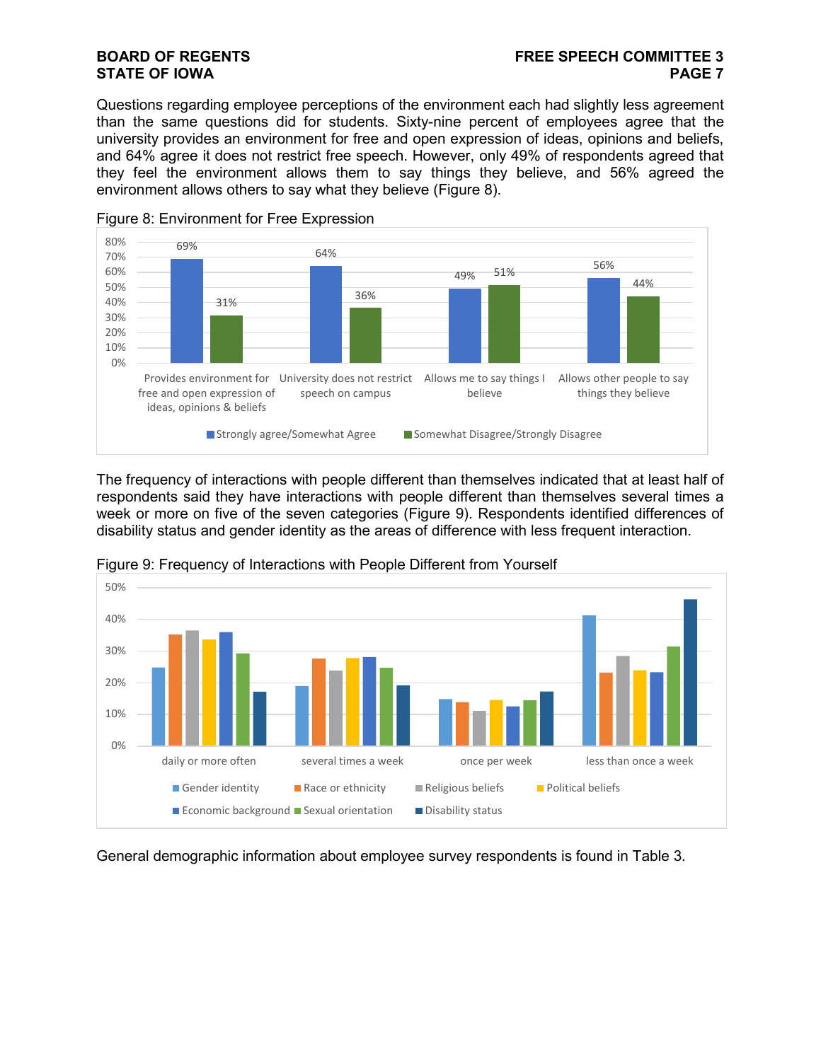Questions regarding employee perceptions of the environment each had slightly less agreement than the same questions did for students. Sixty-nine percent of employees agree that the university provides an environment for free and open expression of ideas, opinions and beliefs, and 64% agree it does not restrict free speech. However, only 49% of respondents agreed that they feel the environment allows them to say things they believe, and 56% agreed the environment allows others to say what they believe (Figure 8).

Figure 8: Environment for Free Expression

| | Strongly agree/Somewhat Agree | Somewhat Disagree/Strongly Disagree |
|---|---|---|
| Provides environment for free and open expression of ideas, opinions & beliefs | 69% | 31% |
| University does not restrict speech on campus | 64% | 36% |
| Allows me to say things I believe | 49% | 51% |
| Allows other people to say things they believe | 56% | 44% |

The frequency of interactions with people different than themselves indicated that at least half of respondents said they have interactions with people different than themselves several times a week or more on five of the seven categories (Figure 9). Respondents identified differences of disability status and gender identity as the areas of difference with less frequent interaction.

Figure 9: Frequency of Interactions with People Different from Yourself

General demographic information about employee survey respondents is found in Table 3.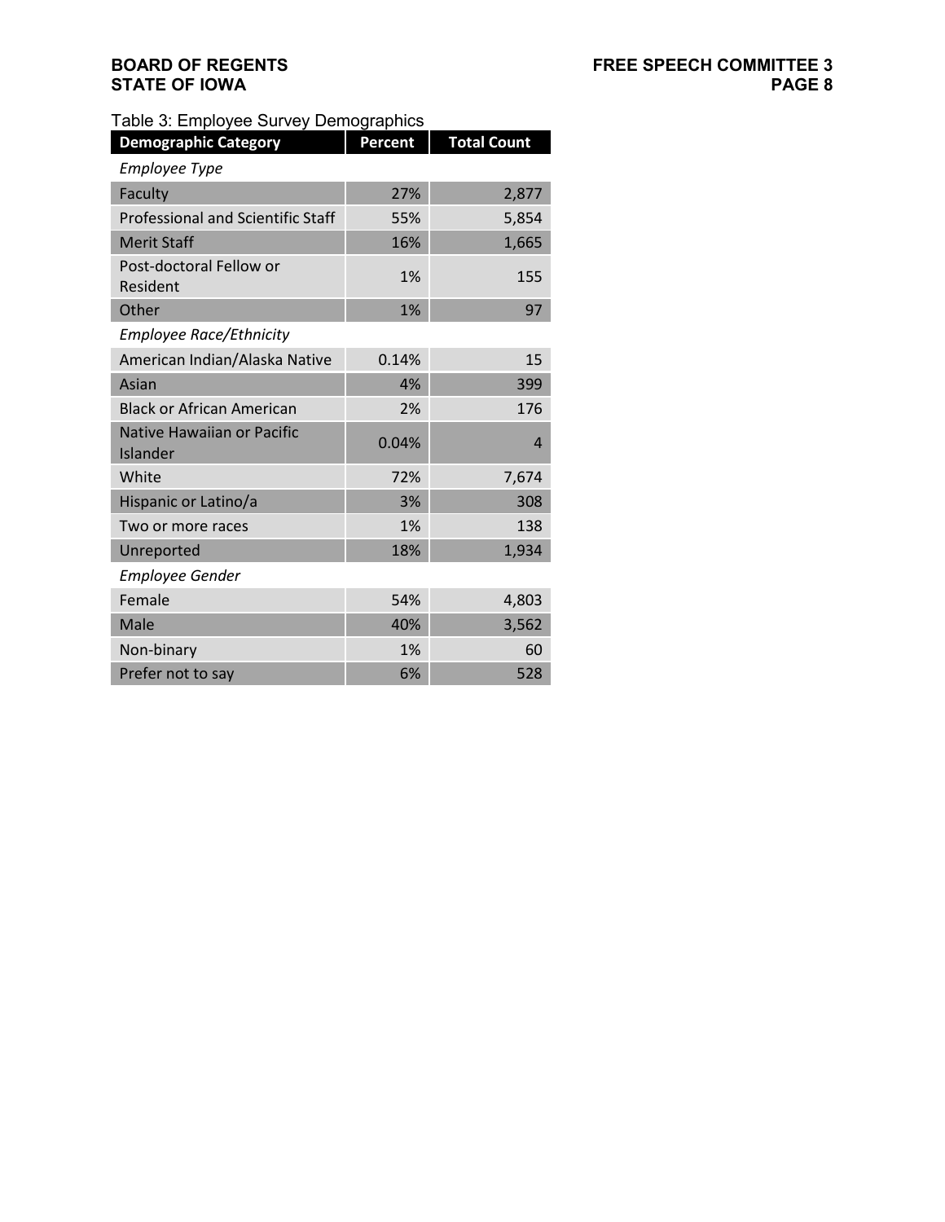Table 3: Employee Survey Demographics

| Demographic Category | Percent | Total Count |
| --- | --- | --- |
| *Employee Type* | | |
| Faculty | 27% | 2,877 |
| Professional and Scientific Staff | 55% | 5,854 |
| Merit Staff | 16% | 1,665 |
| Post-doctoral Fellow or Resident | 1% | 155 |
| Other | 1% | 97 |
| *Employee Race/Ethnicity* | | |
| American Indian/Alaska Native | 0.14% | 15 |
| Asian | 4% | 399 |
| Black or African American | 2% | 176 |
| Native Hawaiian or Pacific Islander | 0.04% | 4 |
| White | 72% | 7,674 |
| Hispanic or Latino/a | 3% | 308 |
| Two or more races | 1% | 138 |
| Unreported | 18% | 1,934 |
| *Employee Gender* | | |
| Female | 54% | 4,803 |
| Male | 40% | 3,562 |
| Non-binary | 1% | 60 |
| Prefer not to say | 6% | 528 |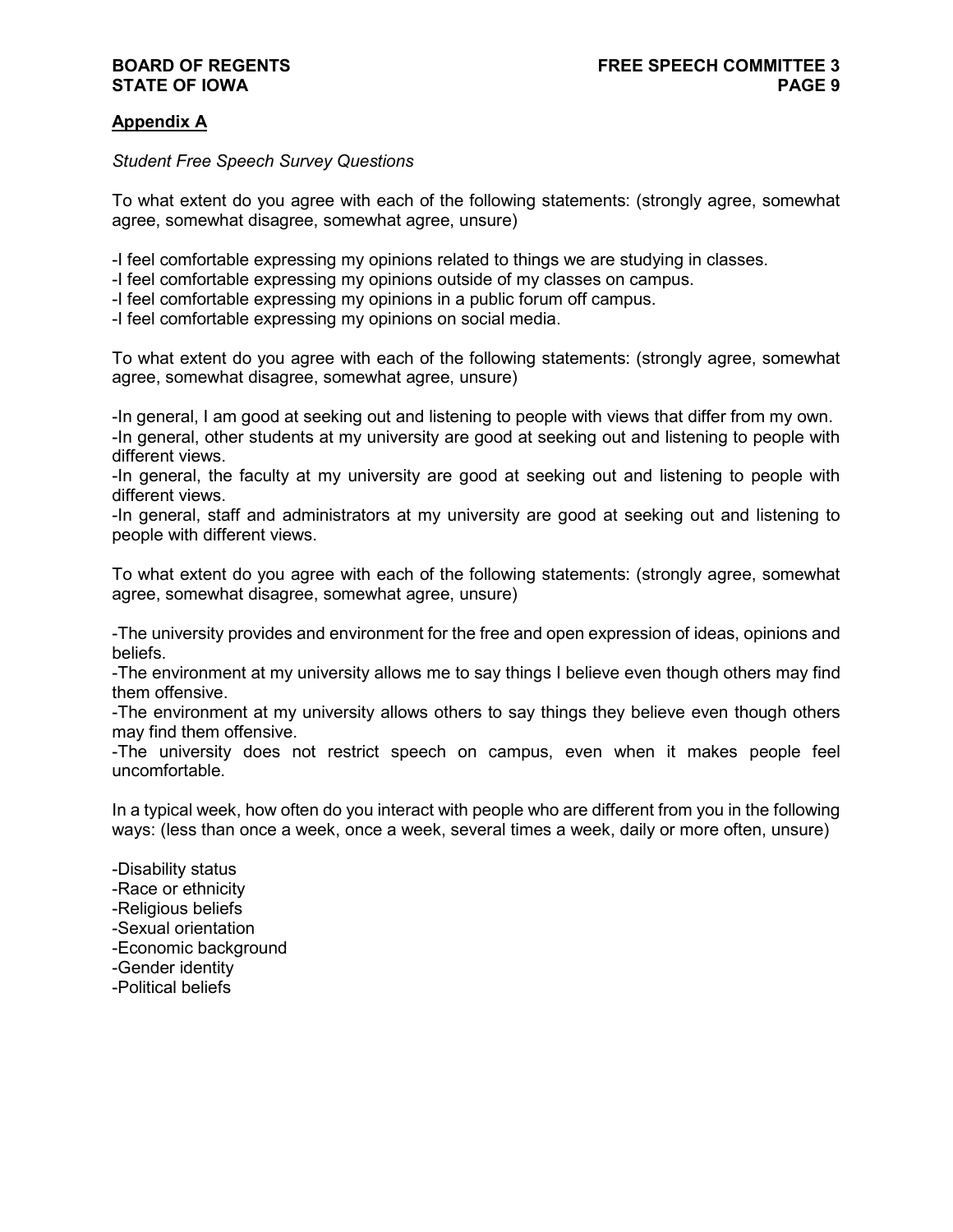## Appendix A

*Student Free Speech Survey Questions*

To what extent do you agree with each of the following statements: (strongly agree, somewhat agree, somewhat disagree, somewhat agree, unsure)

-I feel comfortable expressing my opinions related to things we are studying in classes.
-I feel comfortable expressing my opinions outside of my classes on campus.
-I feel comfortable expressing my opinions in a public forum off campus.
-I feel comfortable expressing my opinions on social media.

To what extent do you agree with each of the following statements: (strongly agree, somewhat agree, somewhat disagree, somewhat agree, unsure)

-In general, I am good at seeking out and listening to people with views that differ from my own.
-In general, other students at my university are good at seeking out and listening to people with different views.
-In general, the faculty at my university are good at seeking out and listening to people with different views.
-In general, staff and administrators at my university are good at seeking out and listening to people with different views.

To what extent do you agree with each of the following statements: (strongly agree, somewhat agree, somewhat disagree, somewhat agree, unsure)

-The university provides and environment for the free and open expression of ideas, opinions and beliefs.
-The environment at my university allows me to say things I believe even though others may find them offensive.
-The environment at my university allows others to say things they believe even though others may find them offensive.
-The university does not restrict speech on campus, even when it makes people feel uncomfortable.

In a typical week, how often do you interact with people who are different from you in the following ways: (less than once a week, once a week, several times a week, daily or more often, unsure)

-Disability status
-Race or ethnicity
-Religious beliefs
-Sexual orientation
-Economic background
-Gender identity
-Political beliefs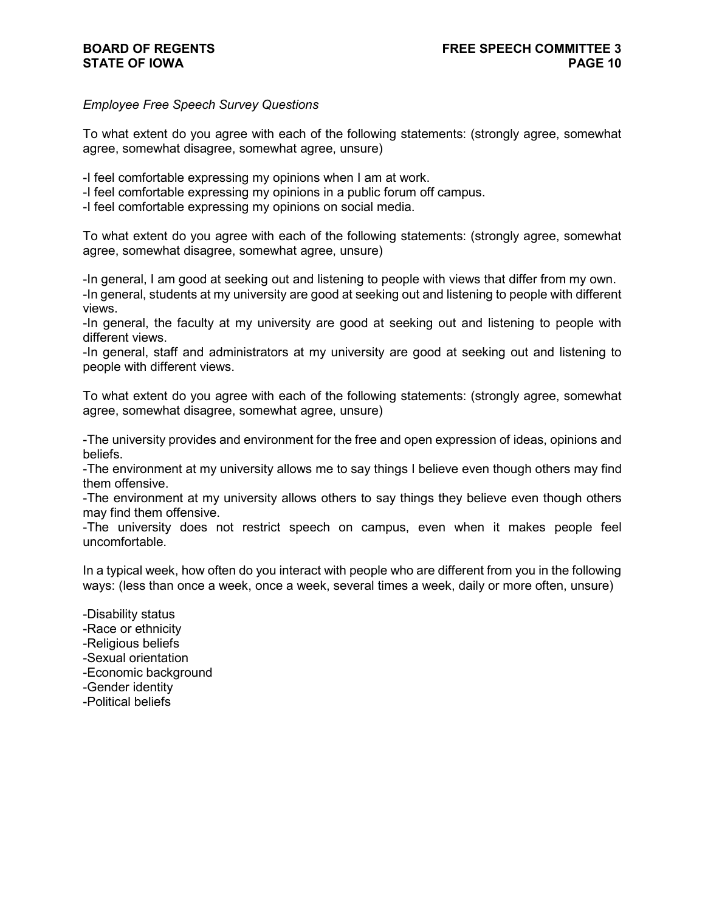*Employee Free Speech Survey Questions*

To what extent do you agree with each of the following statements: (strongly agree, somewhat agree, somewhat disagree, somewhat agree, unsure)

-I feel comfortable expressing my opinions when I am at work.
-I feel comfortable expressing my opinions in a public forum off campus.
-I feel comfortable expressing my opinions on social media.

To what extent do you agree with each of the following statements: (strongly agree, somewhat agree, somewhat disagree, somewhat agree, unsure)

-In general, I am good at seeking out and listening to people with views that differ from my own.
-In general, students at my university are good at seeking out and listening to people with different views.
-In general, the faculty at my university are good at seeking out and listening to people with different views.
-In general, staff and administrators at my university are good at seeking out and listening to people with different views.

To what extent do you agree with each of the following statements: (strongly agree, somewhat agree, somewhat disagree, somewhat agree, unsure)

-The university provides and environment for the free and open expression of ideas, opinions and beliefs.
-The environment at my university allows me to say things I believe even though others may find them offensive.
-The environment at my university allows others to say things they believe even though others may find them offensive.
-The university does not restrict speech on campus, even when it makes people feel uncomfortable.

In a typical week, how often do you interact with people who are different from you in the following ways: (less than once a week, once a week, several times a week, daily or more often, unsure)

-Disability status
-Race or ethnicity
-Religious beliefs
-Sexual orientation
-Economic background
-Gender identity
-Political beliefs